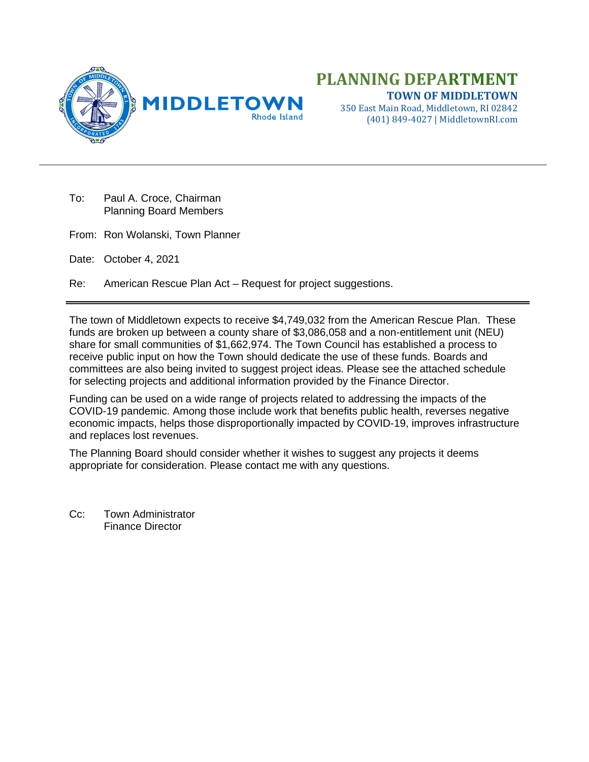# PLANNING DEPARTMENT

**TOWN OF MIDDLETOWN**
350 East Main Road, Middletown, RI 02842
(401) 849-4027 | MiddletownRI.com

MIDDLETOWN Rhode Island

---

To: Paul A. Croce, Chairman
Planning Board Members

From: Ron Wolanski, Town Planner

Date: October 4, 2021

Re: American Rescue Plan Act – Request for project suggestions.

---

The town of Middletown expects to receive $4,749,032 from the American Rescue Plan. These funds are broken up between a county share of $3,086,058 and a non-entitlement unit (NEU) share for small communities of $1,662,974. The Town Council has established a process to receive public input on how the Town should dedicate the use of these funds. Boards and committees are also being invited to suggest project ideas. Please see the attached schedule for selecting projects and additional information provided by the Finance Director.

Funding can be used on a wide range of projects related to addressing the impacts of the COVID-19 pandemic. Among those include work that benefits public health, reverses negative economic impacts, helps those disproportionally impacted by COVID-19, improves infrastructure and replaces lost revenues.

The Planning Board should consider whether it wishes to suggest any projects it deems appropriate for consideration. Please contact me with any questions.

Cc: Town Administrator
Finance Director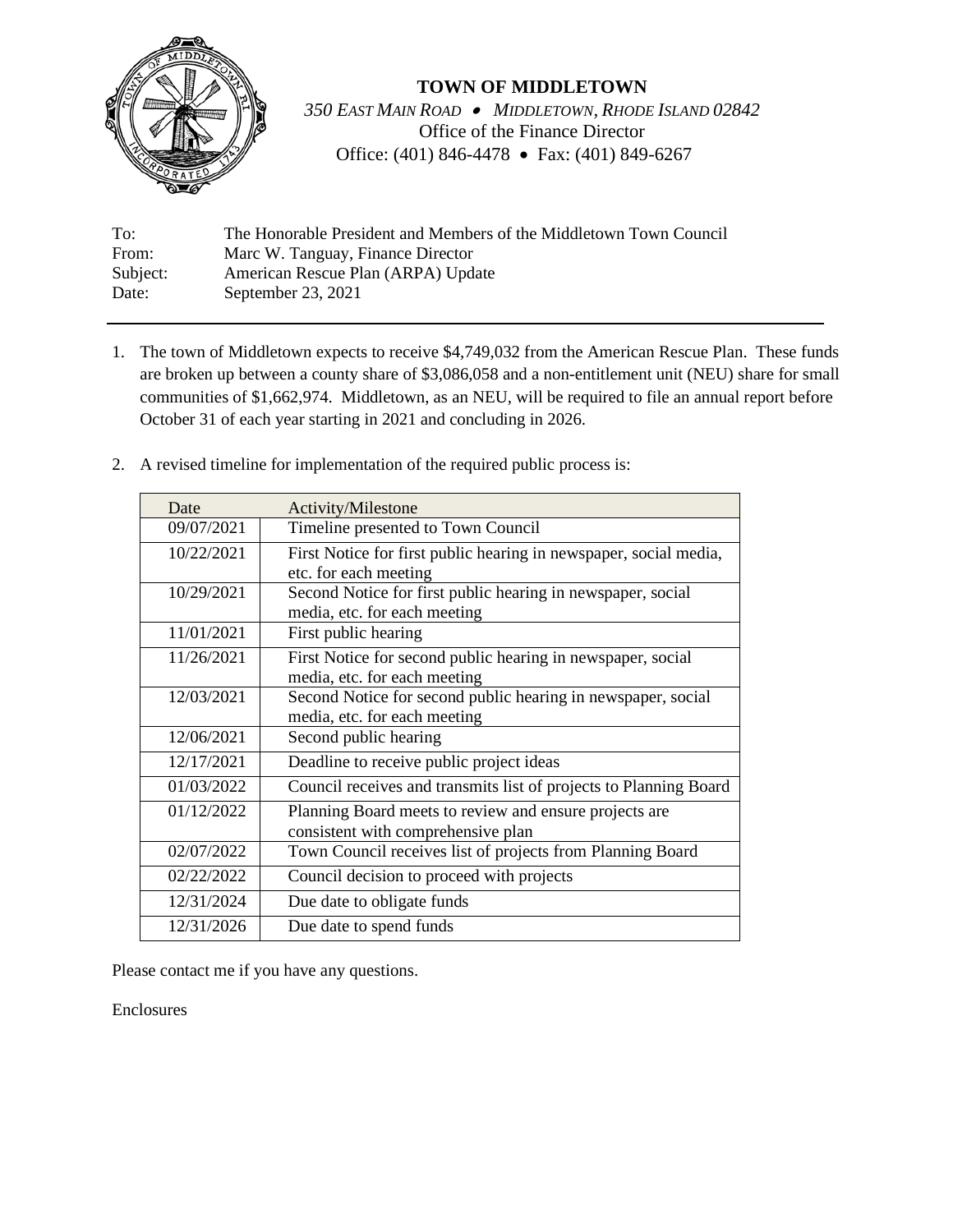**TOWN OF MIDDLETOWN**

*350 EAST MAIN ROAD • MIDDLETOWN, RHODE ISLAND 02842*

Office of the Finance Director

Office: (401) 846-4478 • Fax: (401) 849-6267

To: The Honorable President and Members of the Middletown Town Council
From: Marc W. Tanguay, Finance Director
Subject: American Rescue Plan (ARPA) Update
Date: September 23, 2021

---

1. The town of Middletown expects to receive $4,749,032 from the American Rescue Plan. These funds are broken up between a county share of $3,086,058 and a non-entitlement unit (NEU) share for small communities of $1,662,974. Middletown, as an NEU, will be required to file an annual report before October 31 of each year starting in 2021 and concluding in 2026.

2. A revised timeline for implementation of the required public process is:

| Date | Activity/Milestone |
| --- | --- |
| 09/07/2021 | Timeline presented to Town Council |
| 10/22/2021 | First Notice for first public hearing in newspaper, social media, etc. for each meeting |
| 10/29/2021 | Second Notice for first public hearing in newspaper, social media, etc. for each meeting |
| 11/01/2021 | First public hearing |
| 11/26/2021 | First Notice for second public hearing in newspaper, social media, etc. for each meeting |
| 12/03/2021 | Second Notice for second public hearing in newspaper, social media, etc. for each meeting |
| 12/06/2021 | Second public hearing |
| 12/17/2021 | Deadline to receive public project ideas |
| 01/03/2022 | Council receives and transmits list of projects to Planning Board |
| 01/12/2022 | Planning Board meets to review and ensure projects are consistent with comprehensive plan |
| 02/07/2022 | Town Council receives list of projects from Planning Board |
| 02/22/2022 | Council decision to proceed with projects |
| 12/31/2024 | Due date to obligate funds |
| 12/31/2026 | Due date to spend funds |

Please contact me if you have any questions.

Enclosures